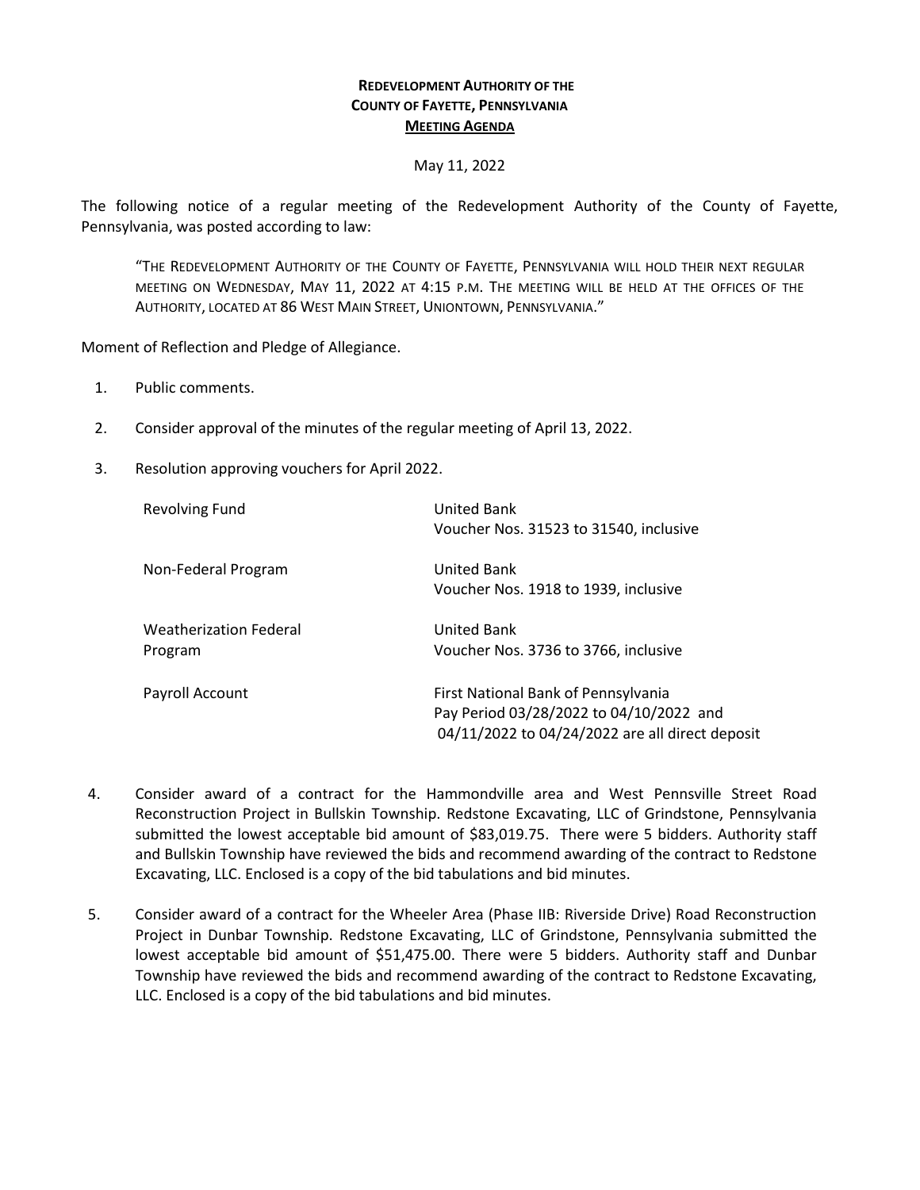**REDEVELOPMENT AUTHORITY OF THE**
**COUNTY OF FAYETTE, PENNSYLVANIA**
**MEETING AGENDA**

May 11, 2022

The following notice of a regular meeting of the Redevelopment Authority of the County of Fayette, Pennsylvania, was posted according to law:

> "THE REDEVELOPMENT AUTHORITY OF THE COUNTY OF FAYETTE, PENNSYLVANIA WILL HOLD THEIR NEXT REGULAR MEETING ON WEDNESDAY, MAY 11, 2022 AT 4:15 P.M. THE MEETING WILL BE HELD AT THE OFFICES OF THE AUTHORITY, LOCATED AT 86 WEST MAIN STREET, UNIONTOWN, PENNSYLVANIA."

Moment of Reflection and Pledge of Allegiance.

1. Public comments.

2. Consider approval of the minutes of the regular meeting of April 13, 2022.

3. Resolution approving vouchers for April 2022.

| | |
|---|---|
| Revolving Fund | United Bank<br>Voucher Nos. 31523 to 31540, inclusive |
| Non-Federal Program | United Bank<br>Voucher Nos. 1918 to 1939, inclusive |
| Weatherization Federal Program | United Bank<br>Voucher Nos. 3736 to 3766, inclusive |
| Payroll Account | First National Bank of Pennsylvania<br>Pay Period 03/28/2022 to 04/10/2022 and<br>04/11/2022 to 04/24/2022 are all direct deposit |

4. Consider award of a contract for the Hammondville area and West Pennsville Street Road Reconstruction Project in Bullskin Township. Redstone Excavating, LLC of Grindstone, Pennsylvania submitted the lowest acceptable bid amount of $83,019.75. There were 5 bidders. Authority staff and Bullskin Township have reviewed the bids and recommend awarding of the contract to Redstone Excavating, LLC. Enclosed is a copy of the bid tabulations and bid minutes.

5. Consider award of a contract for the Wheeler Area (Phase IIB: Riverside Drive) Road Reconstruction Project in Dunbar Township. Redstone Excavating, LLC of Grindstone, Pennsylvania submitted the lowest acceptable bid amount of $51,475.00. There were 5 bidders. Authority staff and Dunbar Township have reviewed the bids and recommend awarding of the contract to Redstone Excavating, LLC. Enclosed is a copy of the bid tabulations and bid minutes.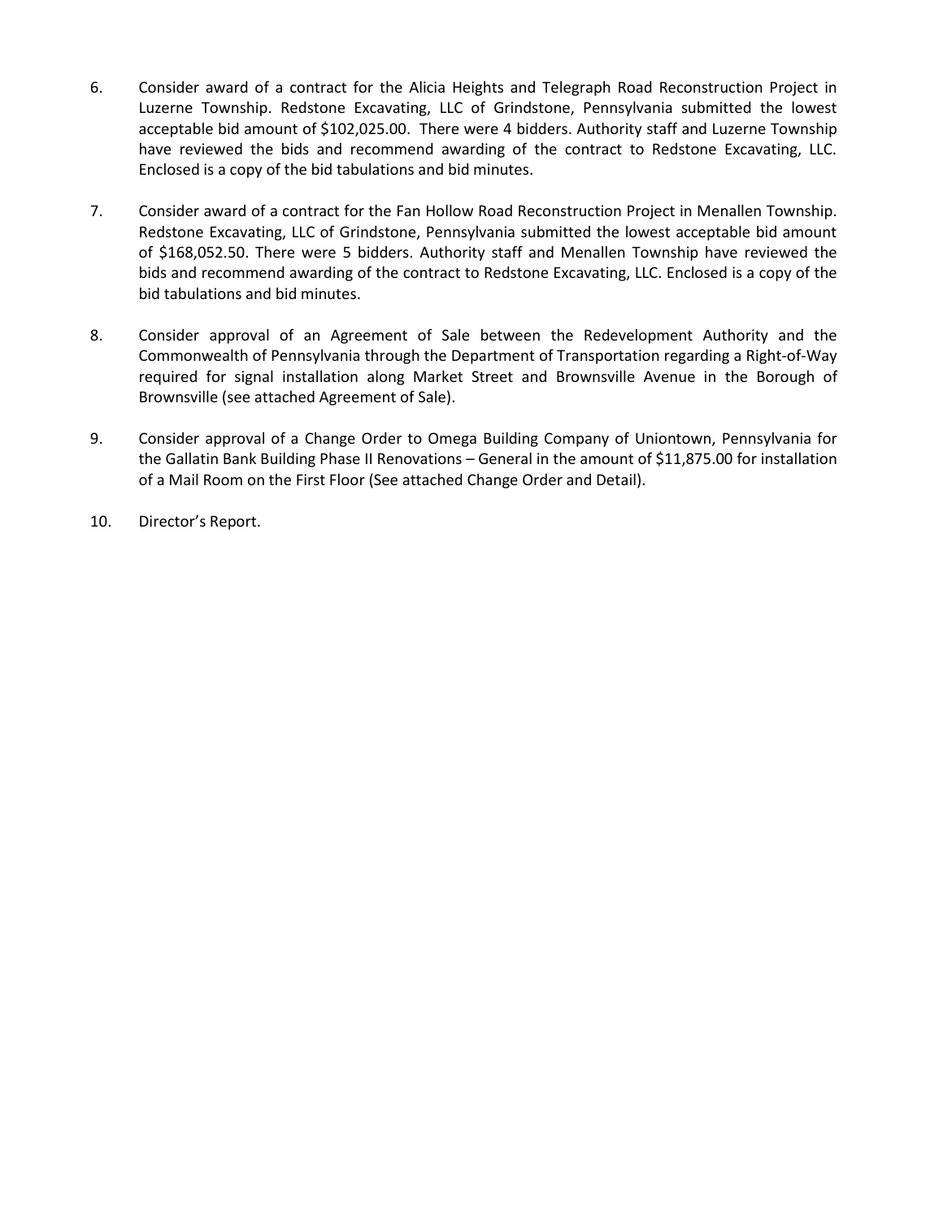6. Consider award of a contract for the Alicia Heights and Telegraph Road Reconstruction Project in Luzerne Township. Redstone Excavating, LLC of Grindstone, Pennsylvania submitted the lowest acceptable bid amount of $102,025.00. There were 4 bidders. Authority staff and Luzerne Township have reviewed the bids and recommend awarding of the contract to Redstone Excavating, LLC. Enclosed is a copy of the bid tabulations and bid minutes.

7. Consider award of a contract for the Fan Hollow Road Reconstruction Project in Menallen Township. Redstone Excavating, LLC of Grindstone, Pennsylvania submitted the lowest acceptable bid amount of $168,052.50. There were 5 bidders. Authority staff and Menallen Township have reviewed the bids and recommend awarding of the contract to Redstone Excavating, LLC. Enclosed is a copy of the bid tabulations and bid minutes.

8. Consider approval of an Agreement of Sale between the Redevelopment Authority and the Commonwealth of Pennsylvania through the Department of Transportation regarding a Right-of-Way required for signal installation along Market Street and Brownsville Avenue in the Borough of Brownsville (see attached Agreement of Sale).

9. Consider approval of a Change Order to Omega Building Company of Uniontown, Pennsylvania for the Gallatin Bank Building Phase II Renovations – General in the amount of $11,875.00 for installation of a Mail Room on the First Floor (See attached Change Order and Detail).

10. Director's Report.